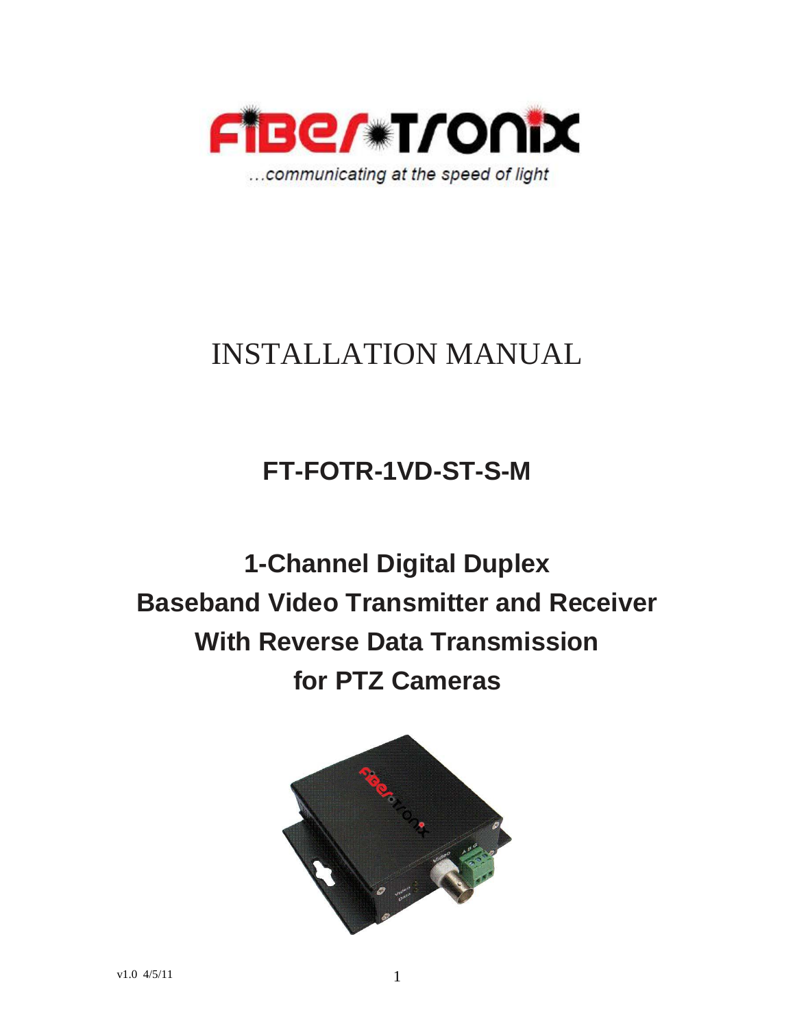FiBer•Tronix

...communicating at the speed of light

# INSTALLATION MANUAL

## FT-FOTR-1VD-ST-S-M

## 1-Channel Digital Duplex Baseband Video Transmitter and Receiver With Reverse Data Transmission for PTZ Cameras

v1.0 4/5/11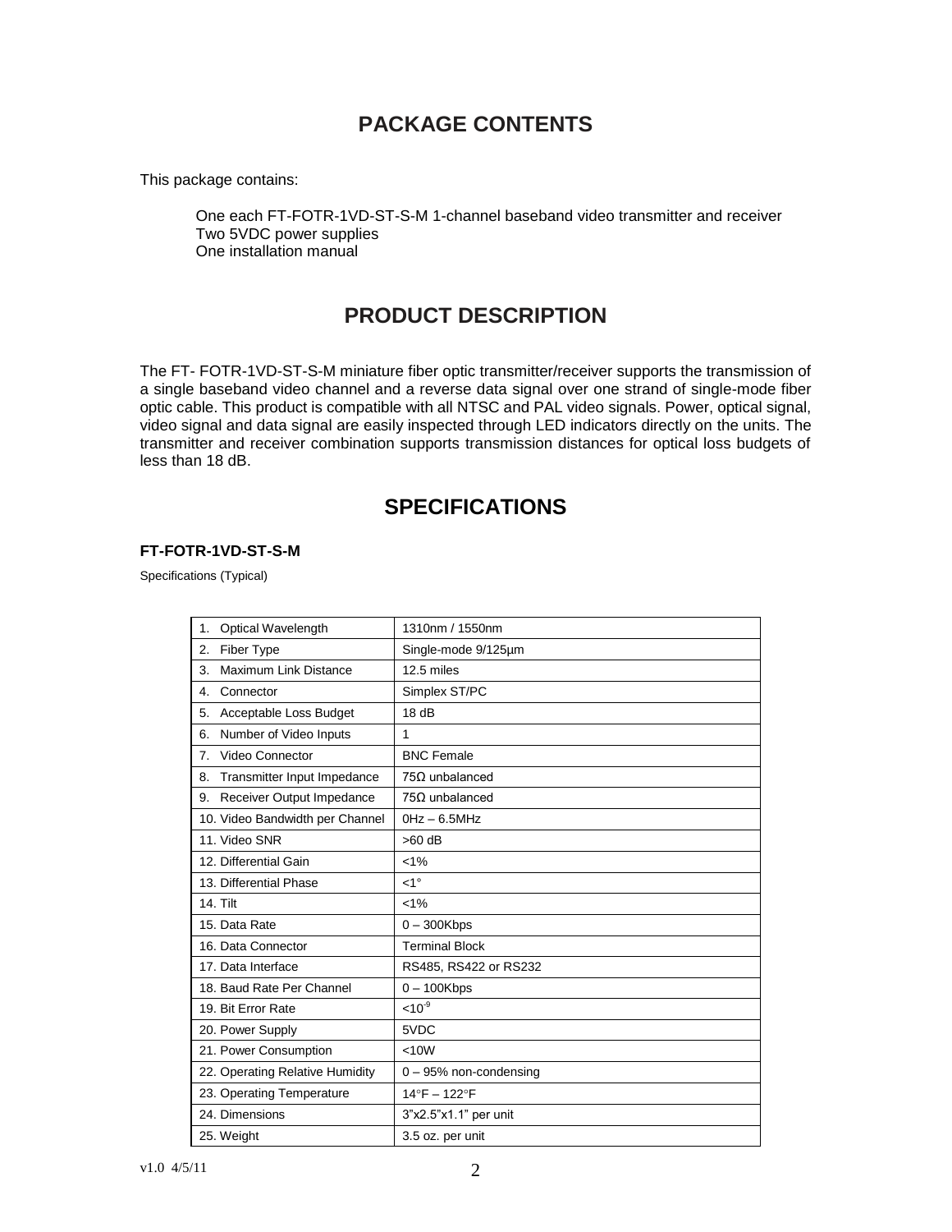# PACKAGE CONTENTS

This package contains:

One each FT-FOTR-1VD-ST-S-M 1-channel baseband video transmitter and receiver
Two 5VDC power supplies
One installation manual

# PRODUCT DESCRIPTION

The FT- FOTR-1VD-ST-S-M miniature fiber optic transmitter/receiver supports the transmission of a single baseband video channel and a reverse data signal over one strand of single-mode fiber optic cable. This product is compatible with all NTSC and PAL video signals. Power, optical signal, video signal and data signal are easily inspected through LED indicators directly on the units. The transmitter and receiver combination supports transmission distances for optical loss budgets of less than 18 dB.

# SPECIFICATIONS

### FT-FOTR-1VD-ST-S-M

Specifications (Typical)

| | |
|---|---|
| 1. Optical Wavelength | 1310nm / 1550nm |
| 2. Fiber Type | Single-mode 9/125µm |
| 3. Maximum Link Distance | 12.5 miles |
| 4. Connector | Simplex ST/PC |
| 5. Acceptable Loss Budget | 18 dB |
| 6. Number of Video Inputs | 1 |
| 7. Video Connector | BNC Female |
| 8. Transmitter Input Impedance | 75Ω unbalanced |
| 9. Receiver Output Impedance | 75Ω unbalanced |
| 10. Video Bandwidth per Channel | 0Hz – 6.5MHz |
| 11. Video SNR | >60 dB |
| 12. Differential Gain | <1% |
| 13. Differential Phase | <1° |
| 14. Tilt | <1% |
| 15. Data Rate | 0 – 300Kbps |
| 16. Data Connector | Terminal Block |
| 17. Data Interface | RS485, RS422 or RS232 |
| 18. Baud Rate Per Channel | 0 – 100Kbps |
| 19. Bit Error Rate | $<10^{-9}$ |
| 20. Power Supply | 5VDC |
| 21. Power Consumption | <10W |
| 22. Operating Relative Humidity | 0 – 95% non-condensing |
| 23. Operating Temperature | 14°F – 122°F |
| 24. Dimensions | 3"x2.5"x1.1" per unit |
| 25. Weight | 3.5 oz. per unit |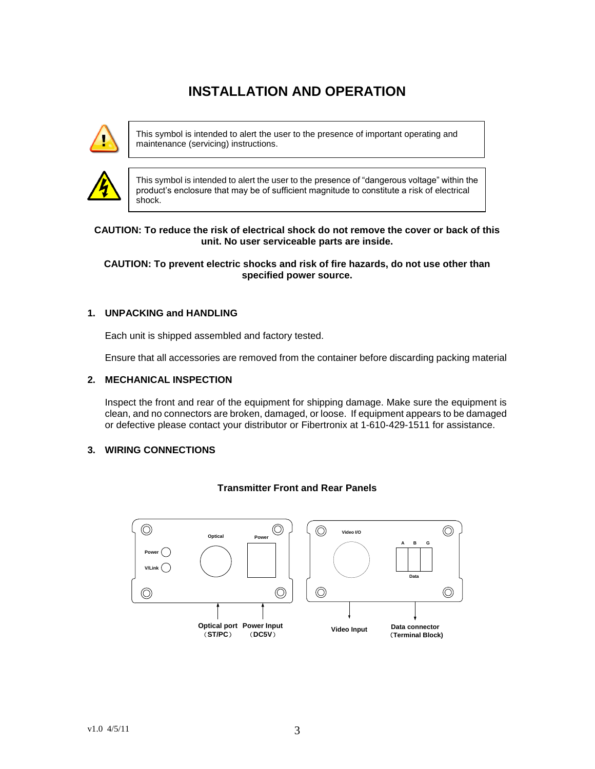# INSTALLATION AND OPERATION

This symbol is intended to alert the user to the presence of important operating and maintenance (servicing) instructions.

This symbol is intended to alert the user to the presence of "dangerous voltage" within the product's enclosure that may be of sufficient magnitude to constitute a risk of electrical shock.

**CAUTION: To reduce the risk of electrical shock do not remove the cover or back of this unit. No user serviceable parts are inside.**

**CAUTION: To prevent electric shocks and risk of fire hazards, do not use other than specified power source.**

## 1. UNPACKING and HANDLING

Each unit is shipped assembled and factory tested.

Ensure that all accessories are removed from the container before discarding packing material

## 2. MECHANICAL INSPECTION

Inspect the front and rear of the equipment for shipping damage. Make sure the equipment is clean, and no connectors are broken, damaged, or loose. If equipment appears to be damaged or defective please contact your distributor or Fibertronix at 1-610-429-1511 for assistance.

## 3. WIRING CONNECTIONS

**Transmitter Front and Rear Panels**

Power, V/Link, Optical, Power, Video I/O, A B G, Data

**Optical port (ST/PC)** **Power Input (DC5V)** **Video Input** **Data connector (Terminal Block)**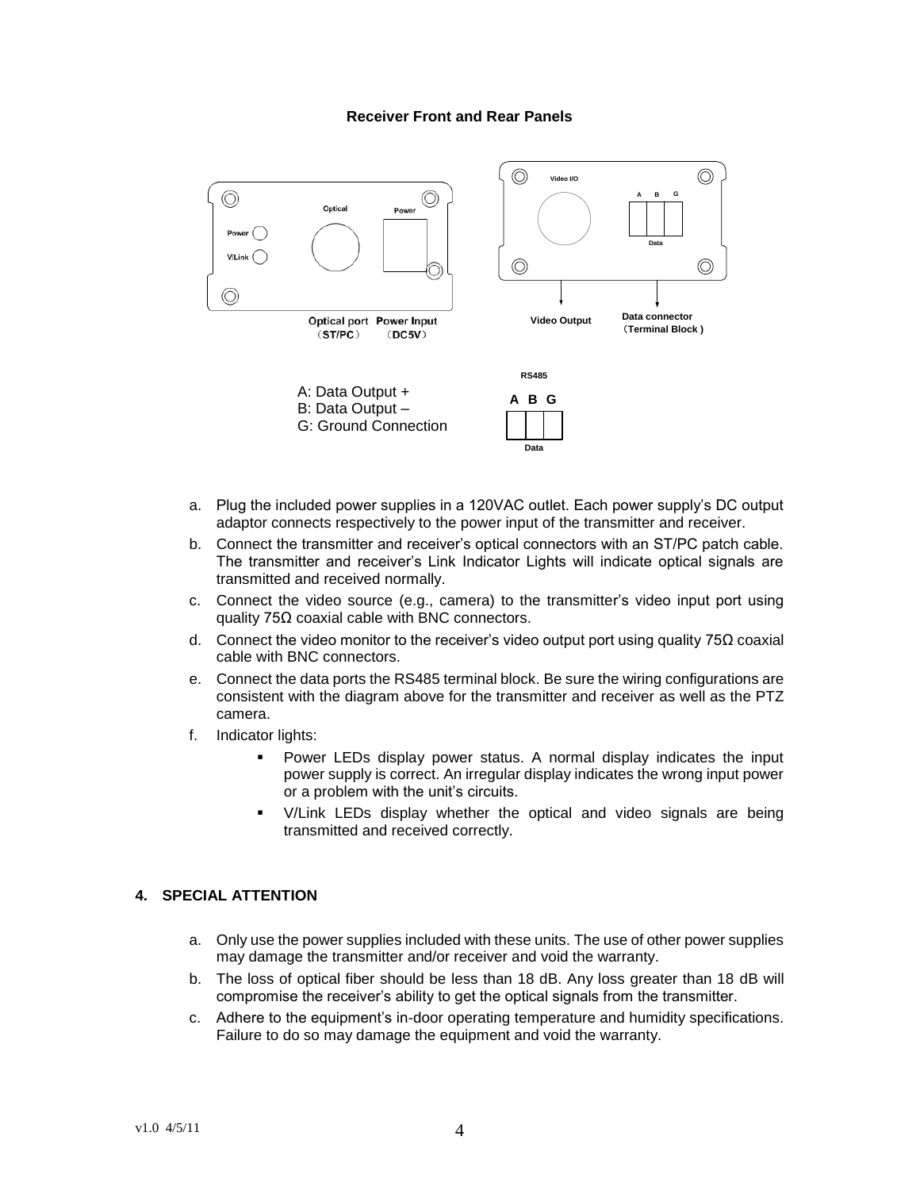**Receiver Front and Rear Panels**

Power
V/Link
Optical
Power
Optical port (ST/PC)
Power Input (DC5V)

Video I/O
A B G
Data
Video Output
Data connector (Terminal Block )

A: Data Output +
B: Data Output –
G: Ground Connection

RS485
A B G
Data

a. Plug the included power supplies in a 120VAC outlet. Each power supply's DC output adaptor connects respectively to the power input of the transmitter and receiver.
b. Connect the transmitter and receiver's optical connectors with an ST/PC patch cable. The transmitter and receiver's Link Indicator Lights will indicate optical signals are transmitted and received normally.
c. Connect the video source (e.g., camera) to the transmitter's video input port using quality 75Ω coaxial cable with BNC connectors.
d. Connect the video monitor to the receiver's video output port using quality 75Ω coaxial cable with BNC connectors.
e. Connect the data ports the RS485 terminal block. Be sure the wiring configurations are consistent with the diagram above for the transmitter and receiver as well as the PTZ camera.
f. Indicator lights:
   - Power LEDs display power status. A normal display indicates the input power supply is correct. An irregular display indicates the wrong input power or a problem with the unit's circuits.
   - V/Link LEDs display whether the optical and video signals are being transmitted and received correctly.

## 4. SPECIAL ATTENTION

a. Only use the power supplies included with these units. The use of other power supplies may damage the transmitter and/or receiver and void the warranty.
b. The loss of optical fiber should be less than 18 dB. Any loss greater than 18 dB will compromise the receiver's ability to get the optical signals from the transmitter.
c. Adhere to the equipment's in-door operating temperature and humidity specifications. Failure to do so may damage the equipment and void the warranty.

v1.0 4/5/11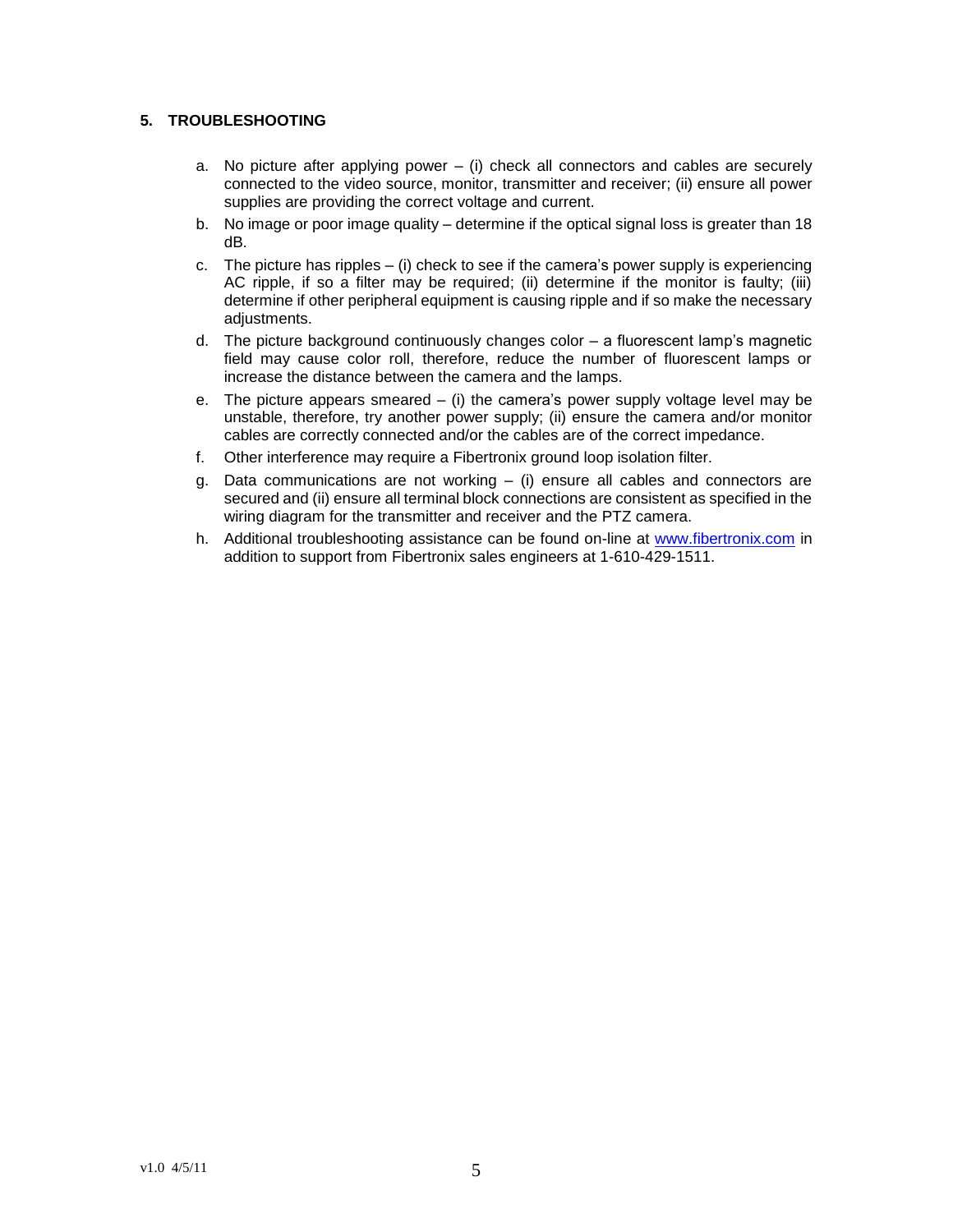## 5. TROUBLESHOOTING

a. No picture after applying power – (i) check all connectors and cables are securely connected to the video source, monitor, transmitter and receiver; (ii) ensure all power supplies are providing the correct voltage and current.

b. No image or poor image quality – determine if the optical signal loss is greater than 18 dB.

c. The picture has ripples – (i) check to see if the camera's power supply is experiencing AC ripple, if so a filter may be required; (ii) determine if the monitor is faulty; (iii) determine if other peripheral equipment is causing ripple and if so make the necessary adjustments.

d. The picture background continuously changes color – a fluorescent lamp's magnetic field may cause color roll, therefore, reduce the number of fluorescent lamps or increase the distance between the camera and the lamps.

e. The picture appears smeared – (i) the camera's power supply voltage level may be unstable, therefore, try another power supply; (ii) ensure the camera and/or monitor cables are correctly connected and/or the cables are of the correct impedance.

f. Other interference may require a Fibertronix ground loop isolation filter.

g. Data communications are not working – (i) ensure all cables and connectors are secured and (ii) ensure all terminal block connections are consistent as specified in the wiring diagram for the transmitter and receiver and the PTZ camera.

h. Additional troubleshooting assistance can be found on-line at [www.fibertronix.com](http://www.fibertronix.com) in addition to support from Fibertronix sales engineers at 1-610-429-1511.